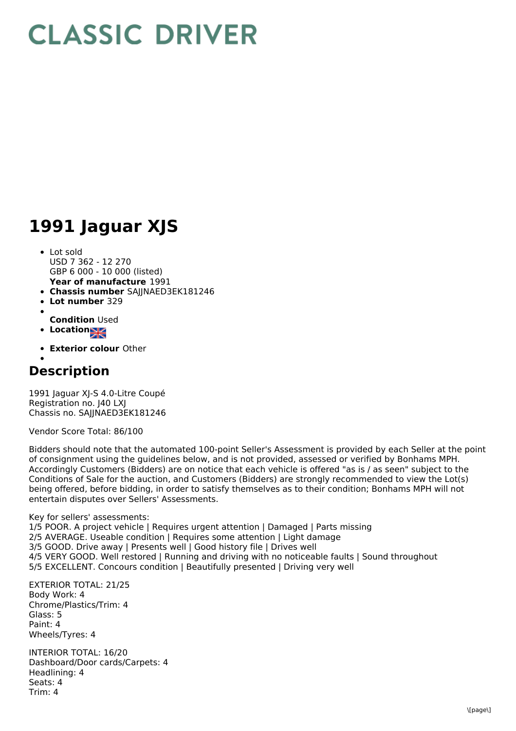# CLASSIC DRIVER

# 1991 Jaguar XJS

- Lot sold
  USD 7 362 - 12 270
  GBP 6 000 - 10 000 (listed)
  **Year of manufacture** 1991
- **Chassis number** SAJJNAED3EK181246
- **Lot number** 329
- **Condition** Used
- **Location**
- **Exterior colour** Other

## Description

1991 Jaguar XJ-S 4.0-Litre Coupé
Registration no. J40 LXJ
Chassis no. SAJJNAED3EK181246

Vendor Score Total: 86/100

Bidders should note that the automated 100-point Seller's Assessment is provided by each Seller at the point of consignment using the guidelines below, and is not provided, assessed or verified by Bonhams MPH. Accordingly Customers (Bidders) are on notice that each vehicle is offered "as is / as seen" subject to the Conditions of Sale for the auction, and Customers (Bidders) are strongly recommended to view the Lot(s) being offered, before bidding, in order to satisfy themselves as to their condition; Bonhams MPH will not entertain disputes over Sellers' Assessments.

Key for sellers' assessments:
1/5 POOR. A project vehicle | Requires urgent attention | Damaged | Parts missing
2/5 AVERAGE. Useable condition | Requires some attention | Light damage
3/5 GOOD. Drive away | Presents well | Good history file | Drives well
4/5 VERY GOOD. Well restored | Running and driving with no noticeable faults | Sound throughout
5/5 EXCELLENT. Concours condition | Beautifully presented | Driving very well

EXTERIOR TOTAL: 21/25
Body Work: 4
Chrome/Plastics/Trim: 4
Glass: 5
Paint: 4
Wheels/Tyres: 4

INTERIOR TOTAL: 16/20
Dashboard/Door cards/Carpets: 4
Headlining: 4
Seats: 4
Trim: 4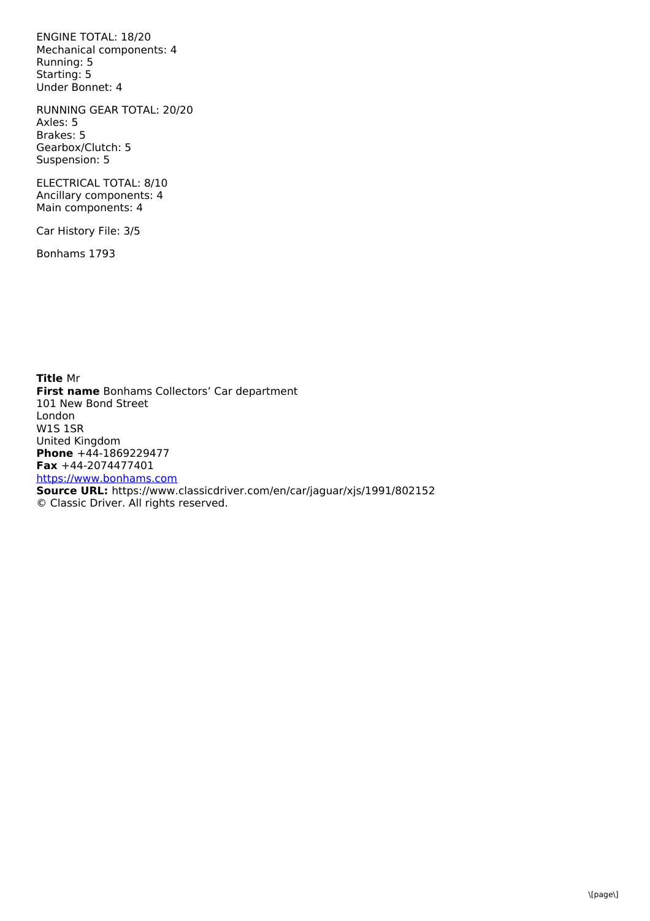ENGINE TOTAL: 18/20
Mechanical components: 4
Running: 5
Starting: 5
Under Bonnet: 4

RUNNING GEAR TOTAL: 20/20
Axles: 5
Brakes: 5
Gearbox/Clutch: 5
Suspension: 5

ELECTRICAL TOTAL: 8/10
Ancillary components: 4
Main components: 4

Car History File: 3/5

Bonhams 1793

**Title** Mr
**First name** Bonhams Collectors’ Car department
101 New Bond Street
London
W1S 1SR
United Kingdom
**Phone** +44-1869229477
**Fax** +44-2074477401
[https://www.bonhams.com](https://www.bonhams.com)
**Source URL:** https://www.classicdriver.com/en/car/jaguar/xjs/1991/802152
© Classic Driver. All rights reserved.